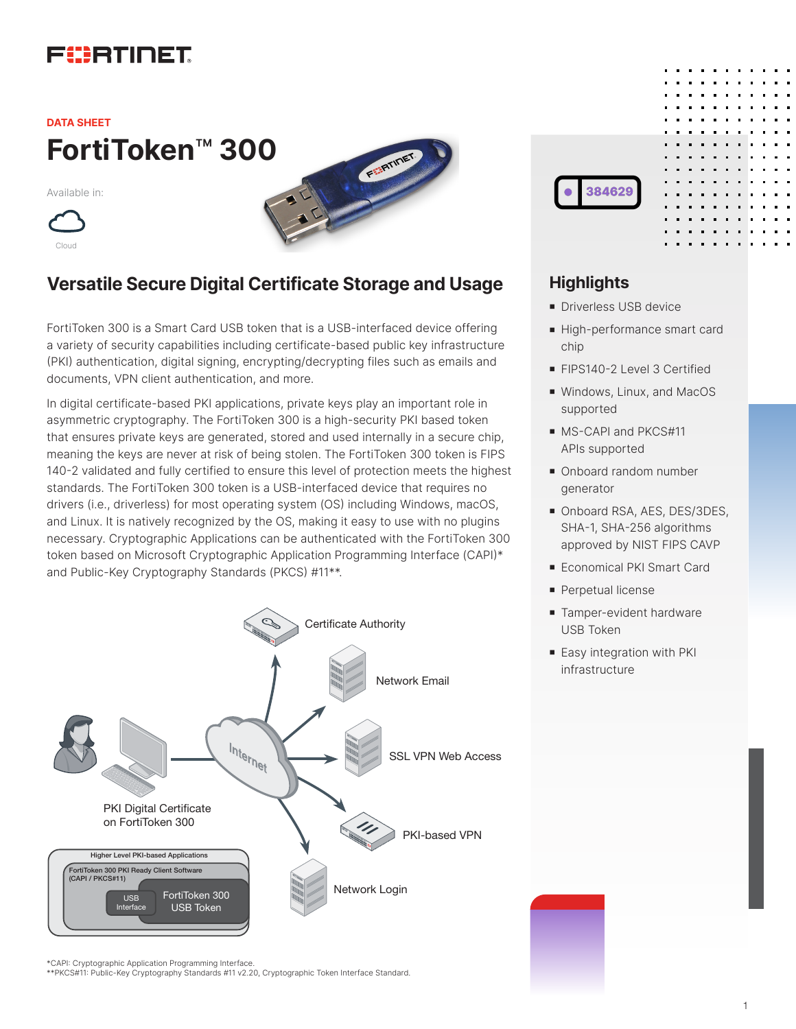DATA SHEET

# FortiToken™ 300

Available in:

Cloud

## Versatile Secure Digital Certificate Storage and Usage

FortiToken 300 is a Smart Card USB token that is a USB-interfaced device offering a variety of security capabilities including certificate-based public key infrastructure (PKI) authentication, digital signing, encrypting/decrypting files such as emails and documents, VPN client authentication, and more.

In digital certificate-based PKI applications, private keys play an important role in asymmetric cryptography. The FortiToken 300 is a high-security PKI based token that ensures private keys are generated, stored and used internally in a secure chip, meaning the keys are never at risk of being stolen. The FortiToken 300 token is FIPS 140-2 validated and fully certified to ensure this level of protection meets the highest standards. The FortiToken 300 token is a USB-interfaced device that requires no drivers (i.e., driverless) for most operating system (OS) including Windows, macOS, and Linux. It is natively recognized by the OS, making it easy to use with no plugins necessary. Cryptographic Applications can be authenticated with the FortiToken 300 token based on Microsoft Cryptographic Application Programming Interface (CAPI)* and Public-Key Cryptography Standards (PKCS) #11**.

Certificate Authority

Network Email

SSL VPN Web Access

PKI-based VPN

Network Login

PKI Digital Certificate on FortiToken 300

Higher Level PKI-based Applications

FortiToken 300 PKI Ready Client Software (CAPI / PKCS#11)

USB Interface

FortiToken 300 USB Token

*CAPI: Cryptographic Application Programming Interface.
**PKCS#11: Public-Key Cryptography Standards #11 v2.20, Cryptographic Token Interface Standard.

## Highlights

- Driverless USB device
- High-performance smart card chip
- FIPS140-2 Level 3 Certified
- Windows, Linux, and MacOS supported
- MS-CAPI and PKCS#11 APIs supported
- Onboard random number generator
- Onboard RSA, AES, DES/3DES, SHA-1, SHA-256 algorithms approved by NIST FIPS CAVP
- Economical PKI Smart Card
- Perpetual license
- Tamper-evident hardware USB Token
- Easy integration with PKI infrastructure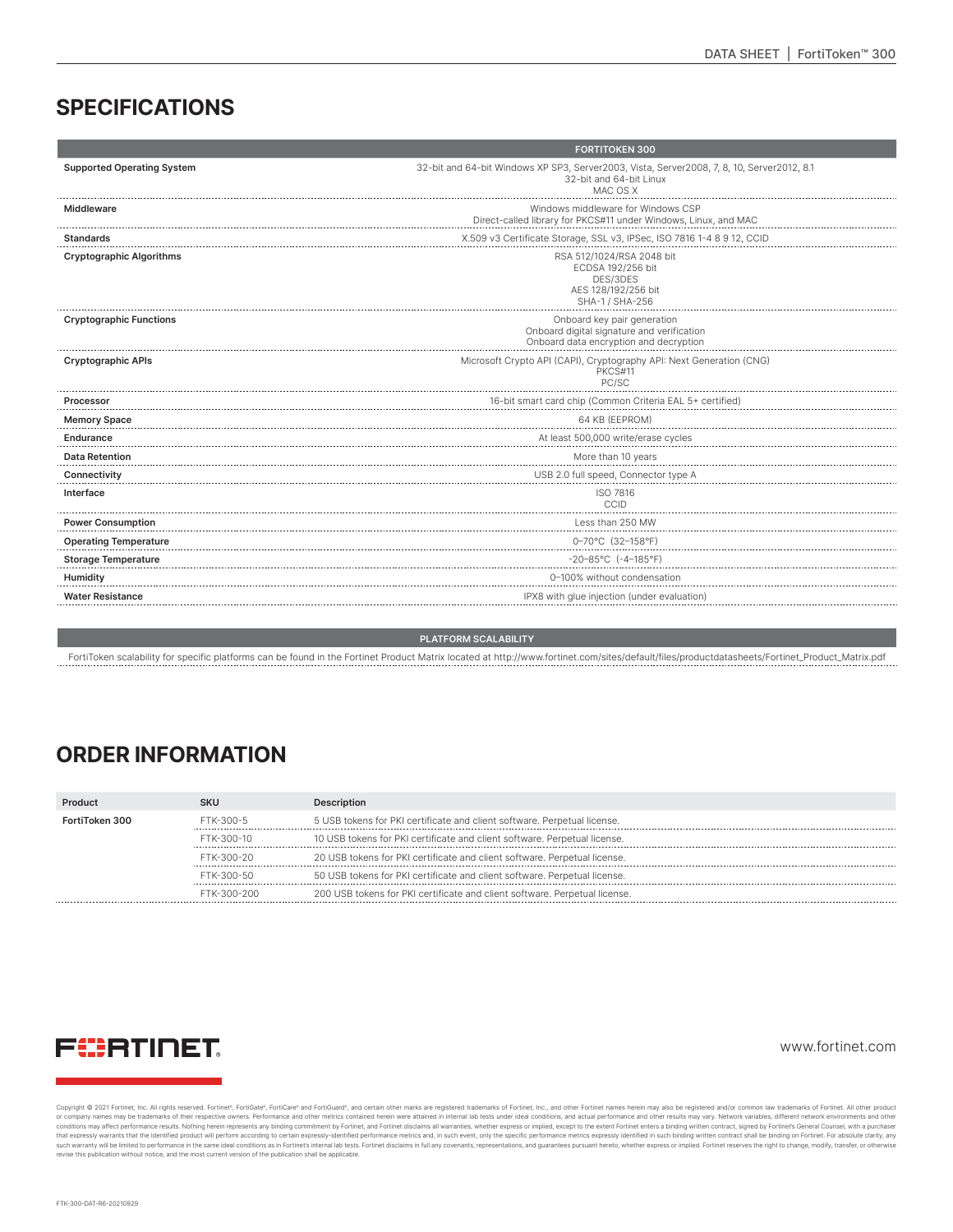## SPECIFICATIONS

| | FORTITOKEN 300 |
|---|---|
| **Supported Operating System** | 32-bit and 64-bit Windows XP SP3, Server2003, Vista, Server2008, 7, 8, 10, Server2012, 8.1<br>32-bit and 64-bit Linux<br>MAC OS X |
| **Middleware** | Windows middleware for Windows CSP<br>Direct-called library for PKCS#11 under Windows, Linux, and MAC |
| **Standards** | X.509 v3 Certificate Storage, SSL v3, IPSec, ISO 7816 1-4 8 9 12, CCID |
| **Cryptographic Algorithms** | RSA 512/1024/RSA 2048 bit<br>ECDSA 192/256 bit<br>DES/3DES<br>AES 128/192/256 bit<br>SHA-1 / SHA-256 |
| **Cryptographic Functions** | Onboard key pair generation<br>Onboard digital signature and verification<br>Onboard data encryption and decryption |
| **Cryptographic APIs** | Microsoft Crypto API (CAPI), Cryptography API: Next Generation (CNG)<br>PKCS#11<br>PC/SC |
| **Processor** | 16-bit smart card chip (Common Criteria EAL 5+ certified) |
| **Memory Space** | 64 KB (EEPROM) |
| **Endurance** | At least 500,000 write/erase cycles |
| **Data Retention** | More than 10 years |
| **Connectivity** | USB 2.0 full speed, Connector type A |
| **Interface** | ISO 7816<br>CCID |
| **Power Consumption** | Less than 250 MW |
| **Operating Temperature** | 0–70°C (32–158°F) |
| **Storage Temperature** | -20–85°C (-4–185°F) |
| **Humidity** | 0–100% without condensation |
| **Water Resistance** | IPX8 with glue injection (under evaluation) |

| PLATFORM SCALABILITY |
|---|
| FortiToken scalability for specific platforms can be found in the Fortinet Product Matrix located at http://www.fortinet.com/sites/default/files/productdatasheets/Fortinet_Product_Matrix.pdf |

## ORDER INFORMATION

| Product | SKU | Description |
|---|---|---|
| **FortiToken 300** | FTK-300-5 | 5 USB tokens for PKI certificate and client software. Perpetual license. |
| | FTK-300-10 | 10 USB tokens for PKI certificate and client software. Perpetual license. |
| | FTK-300-20 | 20 USB tokens for PKI certificate and client software. Perpetual license. |
| | FTK-300-50 | 50 USB tokens for PKI certificate and client software. Perpetual license. |
| | FTK-300-200 | 200 USB tokens for PKI certificate and client software. Perpetual license. |

FORTINET

www.fortinet.com

Copyright © 2021 Fortinet, Inc. All rights reserved. Fortinet®, FortiGate®, FortiCare® and FortiGuard®, and certain other marks are registered trademarks of Fortinet, Inc., and other Fortinet names herein may also be registered and/or common law trademarks of Fortinet. All other product or company names may be trademarks of their respective owners. Performance and other metrics contained herein were attained in internal lab tests under ideal conditions, and actual performance and other results may vary. Network variables, different network environments and other conditions may affect performance results. Nothing herein represents any binding commitment by Fortinet, and Fortinet disclaims all warranties, whether express or implied, except to the extent Fortinet enters a binding written contract, signed by Fortinet's General Counsel, with a purchaser that expressly warrants that the identified product will perform according to certain expressly-identified performance metrics and, in such event, only the specific performance metrics expressly identified in such binding written contract shall be binding on Fortinet. For absolute clarity, any such warranty will be limited to performance in the same ideal conditions as in Fortinet's internal lab tests. Fortinet disclaims in full any covenants, representations, and guarantees pursuant hereto, whether express or implied. Fortinet reserves the right to change, modify, transfer, or otherwise revise this publication without notice, and the most current version of the publication shall be applicable.

FTK-300-DAT-R6-20210929